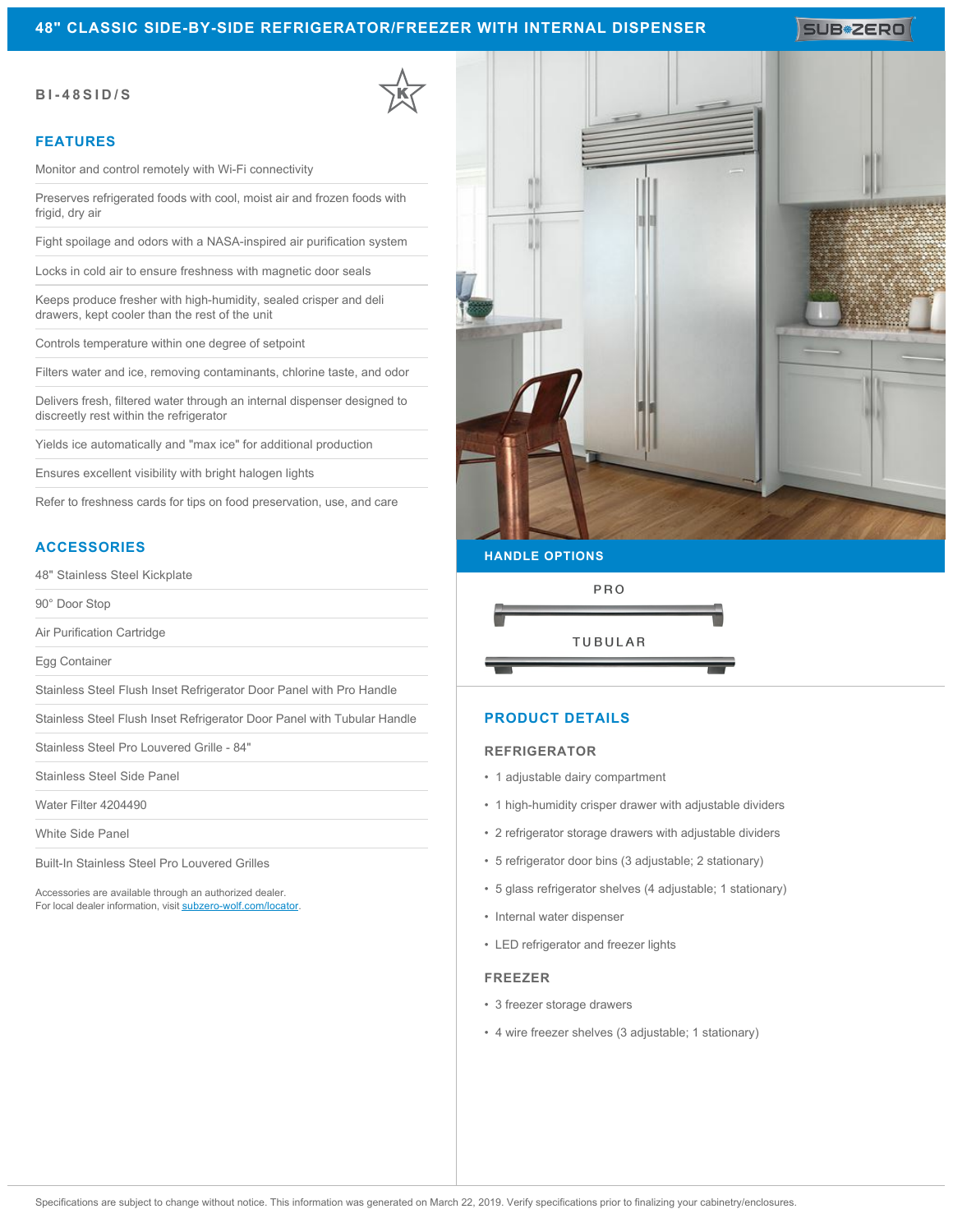# 48" CLASSIC SIDE-BY-SIDE REFRIGERATOR/FREEZER WITH INTERNAL DISPENSER

SUB-ZERO

**BI-48SID/S**

## FEATURES

- Monitor and control remotely with Wi-Fi connectivity
- Preserves refrigerated foods with cool, moist air and frozen foods with frigid, dry air
- Fight spoilage and odors with a NASA-inspired air purification system
- Locks in cold air to ensure freshness with magnetic door seals
- Keeps produce fresher with high-humidity, sealed crisper and deli drawers, kept cooler than the rest of the unit
- Controls temperature within one degree of setpoint
- Filters water and ice, removing contaminants, chlorine taste, and odor
- Delivers fresh, filtered water through an internal dispenser designed to discreetly rest within the refrigerator
- Yields ice automatically and "max ice" for additional production
- Ensures excellent visibility with bright halogen lights
- Refer to freshness cards for tips on food preservation, use, and care

## ACCESSORIES

- 48" Stainless Steel Kickplate
- 90° Door Stop
- Air Purification Cartridge
- Egg Container
- Stainless Steel Flush Inset Refrigerator Door Panel with Pro Handle
- Stainless Steel Flush Inset Refrigerator Door Panel with Tubular Handle
- Stainless Steel Pro Louvered Grille - 84"
- Stainless Steel Side Panel
- Water Filter 4204490
- White Side Panel
- Built-In Stainless Steel Pro Louvered Grilles

Accessories are available through an authorized dealer.
For local dealer information, visit subzero-wolf.com/locator.

## HANDLE OPTIONS

PRO

TUBULAR

## PRODUCT DETAILS

### REFRIGERATOR

- 1 adjustable dairy compartment
- 1 high-humidity crisper drawer with adjustable dividers
- 2 refrigerator storage drawers with adjustable dividers
- 5 refrigerator door bins (3 adjustable; 2 stationary)
- 5 glass refrigerator shelves (4 adjustable; 1 stationary)
- Internal water dispenser
- LED refrigerator and freezer lights

### FREEZER

- 3 freezer storage drawers
- 4 wire freezer shelves (3 adjustable; 1 stationary)

Specifications are subject to change without notice. This information was generated on March 22, 2019. Verify specifications prior to finalizing your cabinetry/enclosures.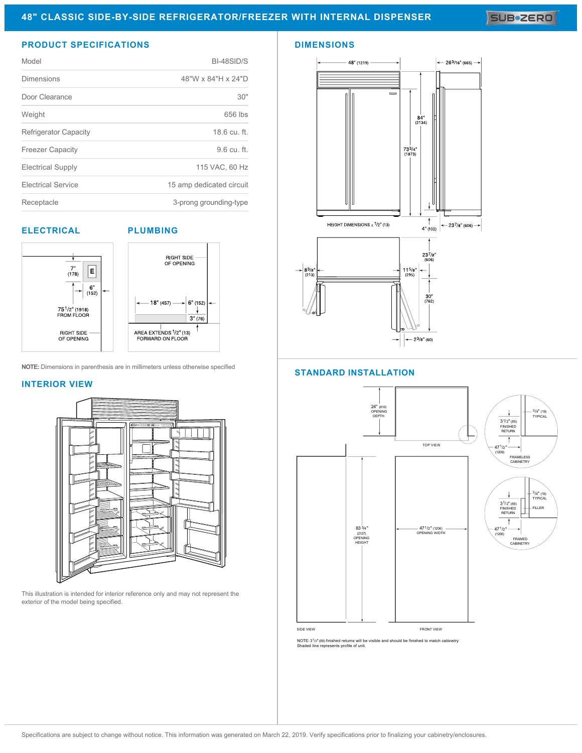# 48" CLASSIC SIDE-BY-SIDE REFRIGERATOR/FREEZER WITH INTERNAL DISPENSER

## PRODUCT SPECIFICATIONS

| | |
|---|---|
| Model | BI-48SID/S |
| Dimensions | 48"W x 84"H x 24"D |
| Door Clearance | 30" |
| Weight | 656 lbs |
| Refrigerator Capacity | 18.6 cu. ft. |
| Freezer Capacity | 9.6 cu. ft. |
| Electrical Supply | 115 VAC, 60 Hz |
| Electrical Service | 15 amp dedicated circuit |
| Receptacle | 3-prong grounding-type |

## ELECTRICAL

7" (178)
E
6" (152)
75 1/2" (1918) FROM FLOOR
RIGHT SIDE OF OPENING

## PLUMBING

RIGHT SIDE OF OPENING
18" (457)
6" (152)
3" (76)
AREA EXTENDS 1/2" (13) FORWARD ON FLOOR

**NOTE:** Dimensions in parenthesis are in millimeters unless otherwise specified

## INTERIOR VIEW

This illustration is intended for interior reference only and may not represent the exterior of the model being specified.

## DIMENSIONS

48" (1219)
26 3/16" (665)
84" (2134)
73 3/4" (1873)
HEIGHT DIMENSIONS ± 1/2" (13)
4" (102)
23 7/8" (606)
23 7/8" (606)
8 3/8" (213)
11 5/8" (295)
30" (762)
2 3/8" (60)

## STANDARD INSTALLATION

24" (610) OPENING DEPTH
TOP VIEW
3/4" (19) TYPICAL
3 1/2" (89) FINISHED RETURN
47 1/2" (1206)
FRAMELESS CABINETRY
3/4" (19) TYPICAL
3 1/2" (89) FINISHED RETURN
FILLER
47 1/2" (1206)
FRAMED CABINETRY
83 3/4" (2127) OPENING HEIGHT
47 1/2" (1206) OPENING WIDTH
SIDE VIEW
FRONT VIEW

NOTE: 3 1/2" (89) finished returns will be visible and should be finished to match cabinetry
Shaded line represents profile of unit.

Specifications are subject to change without notice. This information was generated on March 22, 2019. Verify specifications prior to finalizing your cabinetry/enclosures.